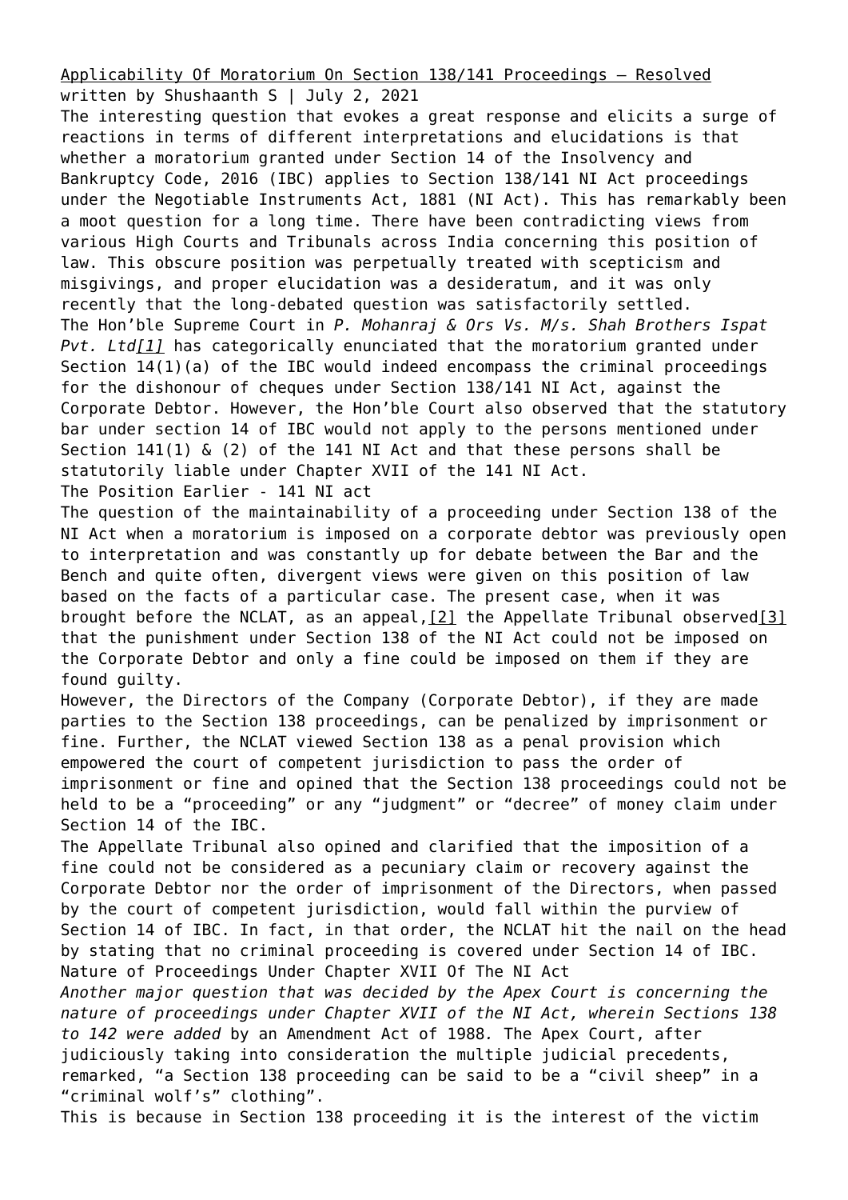# Applicability Of Moratorium On Section 138/141 Proceedings – Resolved

written by Shushaanth S | July 2, 2021

The interesting question that evokes a great response and elicits a surge of reactions in terms of different interpretations and elucidations is that whether a moratorium granted under Section 14 of the Insolvency and Bankruptcy Code, 2016 (IBC) applies to Section 138/141 NI Act proceedings under the Negotiable Instruments Act, 1881 (NI Act). This has remarkably been a moot question for a long time. There have been contradicting views from various High Courts and Tribunals across India concerning this position of law. This obscure position was perpetually treated with scepticism and misgivings, and proper elucidation was a desideratum, and it was only recently that the long-debated question was satisfactorily settled.

The Hon'ble Supreme Court in *P. Mohanraj & Ors Vs. M/s. Shah Brothers Ispat Pvt. Ltd*[1] has categorically enunciated that the moratorium granted under Section 14(1)(a) of the IBC would indeed encompass the criminal proceedings for the dishonour of cheques under Section 138/141 NI Act, against the Corporate Debtor. However, the Hon'ble Court also observed that the statutory bar under section 14 of IBC would not apply to the persons mentioned under Section 141(1) & (2) of the 141 NI Act and that these persons shall be statutorily liable under Chapter XVII of the 141 NI Act.

## The Position Earlier - 141 NI act

The question of the maintainability of a proceeding under Section 138 of the NI Act when a moratorium is imposed on a corporate debtor was previously open to interpretation and was constantly up for debate between the Bar and the Bench and quite often, divergent views were given on this position of law based on the facts of a particular case. The present case, when it was brought before the NCLAT, as an appeal,[2] the Appellate Tribunal observed[3] that the punishment under Section 138 of the NI Act could not be imposed on the Corporate Debtor and only a fine could be imposed on them if they are found guilty.

However, the Directors of the Company (Corporate Debtor), if they are made parties to the Section 138 proceedings, can be penalized by imprisonment or fine. Further, the NCLAT viewed Section 138 as a penal provision which empowered the court of competent jurisdiction to pass the order of imprisonment or fine and opined that the Section 138 proceedings could not be held to be a "proceeding" or any "judgment" or "decree" of money claim under Section 14 of the IBC.

The Appellate Tribunal also opined and clarified that the imposition of a fine could not be considered as a pecuniary claim or recovery against the Corporate Debtor nor the order of imprisonment of the Directors, when passed by the court of competent jurisdiction, would fall within the purview of Section 14 of IBC. In fact, in that order, the NCLAT hit the nail on the head by stating that no criminal proceeding is covered under Section 14 of IBC.

## Nature of Proceedings Under Chapter XVII Of The NI Act

*Another major question that was decided by the Apex Court is concerning the nature of proceedings under Chapter XVII of the NI Act, wherein Sections 138 to 142 were added* by an Amendment Act of 1988. The Apex Court, after judiciously taking into consideration the multiple judicial precedents, remarked, "a Section 138 proceeding can be said to be a "civil sheep" in a "criminal wolf's" clothing".

This is because in Section 138 proceeding it is the interest of the victim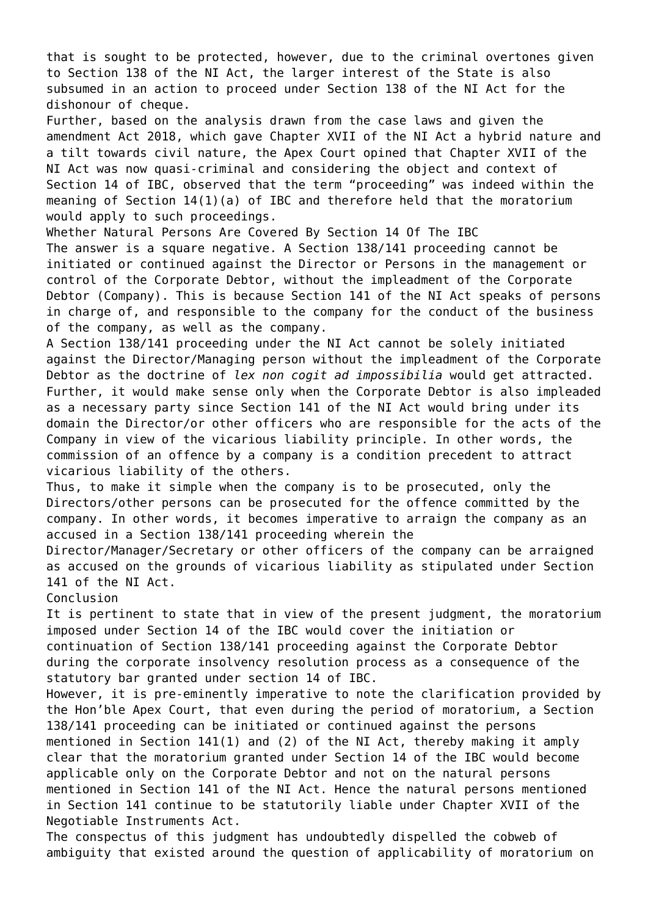that is sought to be protected, however, due to the criminal overtones given to Section 138 of the NI Act, the larger interest of the State is also subsumed in an action to proceed under Section 138 of the NI Act for the dishonour of cheque.

Further, based on the analysis drawn from the case laws and given the amendment Act 2018, which gave Chapter XVII of the NI Act a hybrid nature and a tilt towards civil nature, the Apex Court opined that Chapter XVII of the NI Act was now quasi-criminal and considering the object and context of Section 14 of IBC, observed that the term "proceeding" was indeed within the meaning of Section 14(1)(a) of IBC and therefore held that the moratorium would apply to such proceedings.

## Whether Natural Persons Are Covered By Section 14 Of The IBC

The answer is a square negative. A Section 138/141 proceeding cannot be initiated or continued against the Director or Persons in the management or control of the Corporate Debtor, without the impleadment of the Corporate Debtor (Company). This is because Section 141 of the NI Act speaks of persons in charge of, and responsible to the company for the conduct of the business of the company, as well as the company.

A Section 138/141 proceeding under the NI Act cannot be solely initiated against the Director/Managing person without the impleadment of the Corporate Debtor as the doctrine of *lex non cogit ad impossibilia* would get attracted. Further, it would make sense only when the Corporate Debtor is also impleaded as a necessary party since Section 141 of the NI Act would bring under its domain the Director/or other officers who are responsible for the acts of the Company in view of the vicarious liability principle. In other words, the commission of an offence by a company is a condition precedent to attract vicarious liability of the others.

Thus, to make it simple when the company is to be prosecuted, only the Directors/other persons can be prosecuted for the offence committed by the company. In other words, it becomes imperative to arraign the company as an accused in a Section 138/141 proceeding wherein the Director/Manager/Secretary or other officers of the company can be arraigned as accused on the grounds of vicarious liability as stipulated under Section 141 of the NI Act.

## Conclusion

It is pertinent to state that in view of the present judgment, the moratorium imposed under Section 14 of the IBC would cover the initiation or continuation of Section 138/141 proceeding against the Corporate Debtor during the corporate insolvency resolution process as a consequence of the statutory bar granted under section 14 of IBC.

However, it is pre-eminently imperative to note the clarification provided by the Hon'ble Apex Court, that even during the period of moratorium, a Section 138/141 proceeding can be initiated or continued against the persons mentioned in Section 141(1) and (2) of the NI Act, thereby making it amply clear that the moratorium granted under Section 14 of the IBC would become applicable only on the Corporate Debtor and not on the natural persons mentioned in Section 141 of the NI Act. Hence the natural persons mentioned in Section 141 continue to be statutorily liable under Chapter XVII of the Negotiable Instruments Act.

The conspectus of this judgment has undoubtedly dispelled the cobweb of ambiguity that existed around the question of applicability of moratorium on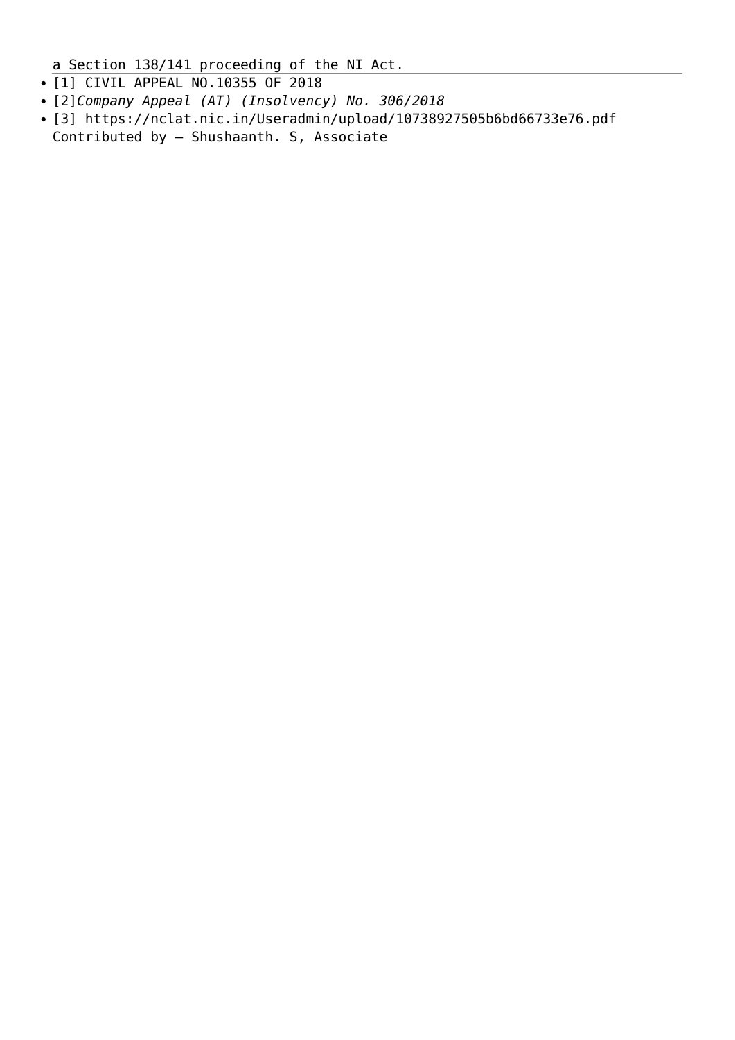a Section 138/141 proceeding of the NI Act.

- [1] CIVIL APPEAL NO.10355 OF 2018
- [2]*Company Appeal (AT) (Insolvency) No. 306/2018*
- [3] https://nclat.nic.in/Useradmin/upload/10738927505b6bd66733e76.pdf
  Contributed by – Shushaanth. S, Associate